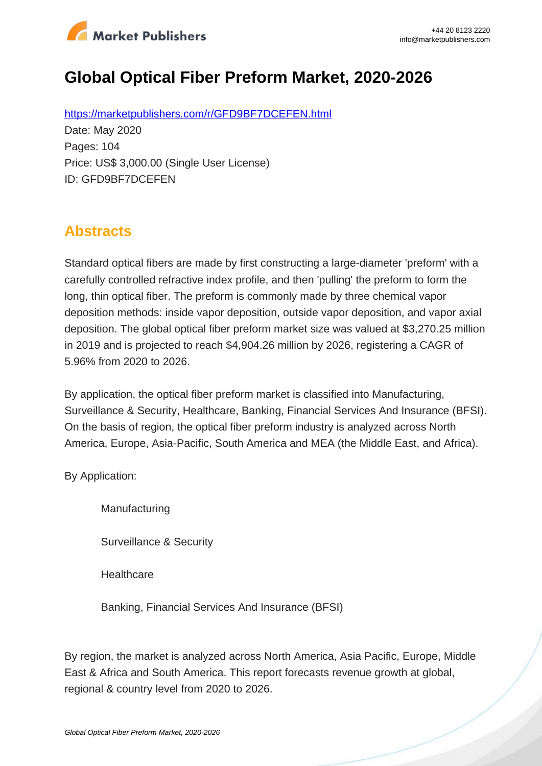# Global Optical Fiber Preform Market, 2020-2026

https://marketpublishers.com/r/GFD9BF7DCEFEN.html

Date: May 2020

Pages: 104

Price: US$ 3,000.00 (Single User License)

ID: GFD9BF7DCEFEN

## Abstracts

Standard optical fibers are made by first constructing a large-diameter 'preform' with a carefully controlled refractive index profile, and then 'pulling' the preform to form the long, thin optical fiber. The preform is commonly made by three chemical vapor deposition methods: inside vapor deposition, outside vapor deposition, and vapor axial deposition. The global optical fiber preform market size was valued at $3,270.25 million in 2019 and is projected to reach $4,904.26 million by 2026, registering a CAGR of 5.96% from 2020 to 2026.

By application, the optical fiber preform market is classified into Manufacturing, Surveillance & Security, Healthcare, Banking, Financial Services And Insurance (BFSI). On the basis of region, the optical fiber preform industry is analyzed across North America, Europe, Asia-Pacific, South America and MEA (the Middle East, and Africa).

By Application:

- Manufacturing
- Surveillance & Security
- Healthcare
- Banking, Financial Services And Insurance (BFSI)

By region, the market is analyzed across North America, Asia Pacific, Europe, Middle East & Africa and South America. This report forecasts revenue growth at global, regional & country level from 2020 to 2026.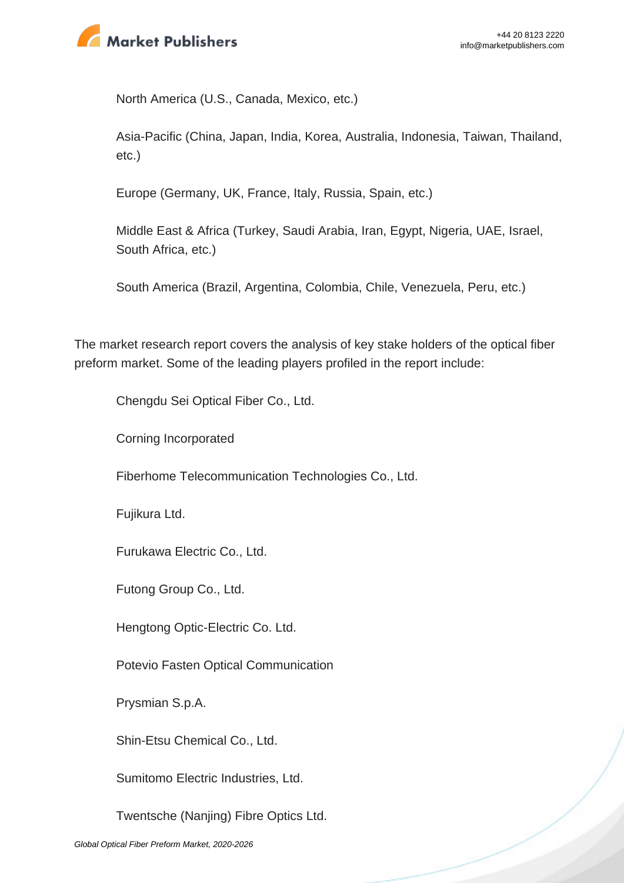North America (U.S., Canada, Mexico, etc.)

Asia-Pacific (China, Japan, India, Korea, Australia, Indonesia, Taiwan, Thailand, etc.)

Europe (Germany, UK, France, Italy, Russia, Spain, etc.)

Middle East & Africa (Turkey, Saudi Arabia, Iran, Egypt, Nigeria, UAE, Israel, South Africa, etc.)

South America (Brazil, Argentina, Colombia, Chile, Venezuela, Peru, etc.)

The market research report covers the analysis of key stake holders of the optical fiber preform market. Some of the leading players profiled in the report include:

Chengdu Sei Optical Fiber Co., Ltd.

Corning Incorporated

Fiberhome Telecommunication Technologies Co., Ltd.

Fujikura Ltd.

Furukawa Electric Co., Ltd.

Futong Group Co., Ltd.

Hengtong Optic-Electric Co. Ltd.

Potevio Fasten Optical Communication

Prysmian S.p.A.

Shin-Etsu Chemical Co., Ltd.

Sumitomo Electric Industries, Ltd.

Twentsche (Nanjing) Fibre Optics Ltd.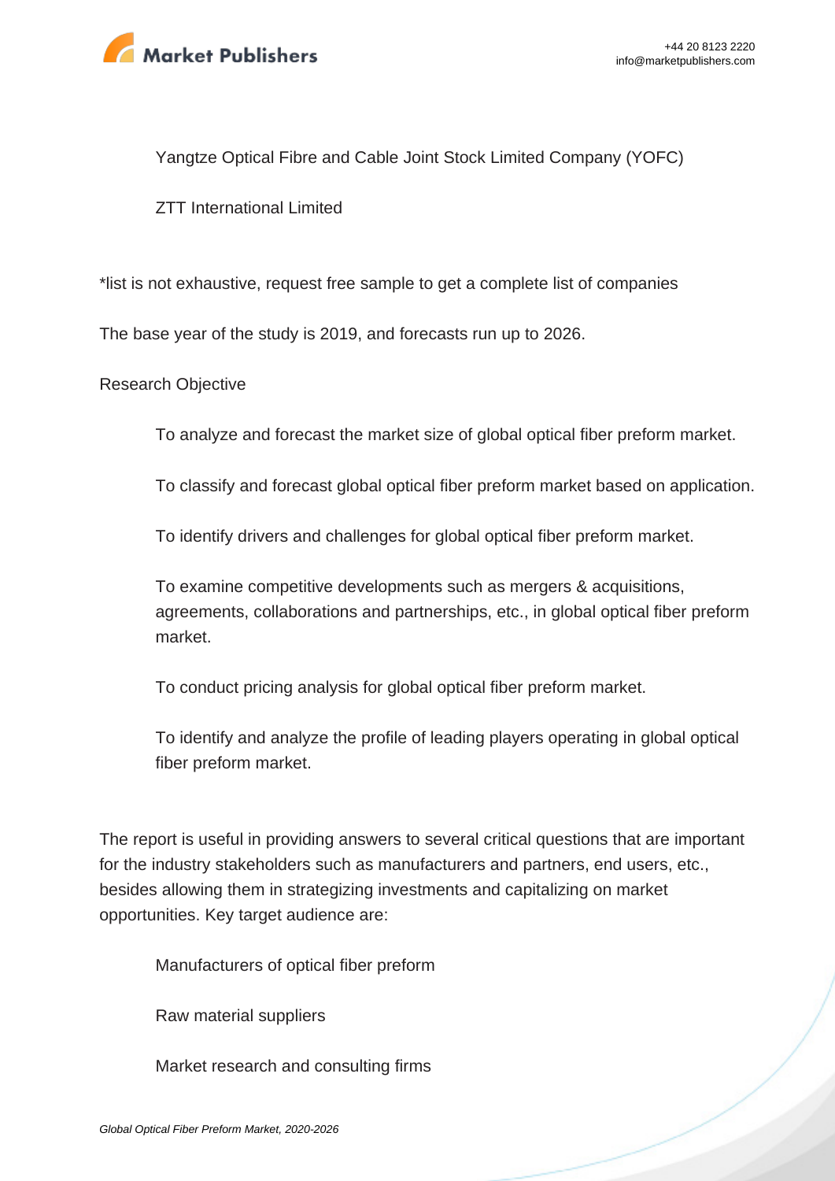- Yangtze Optical Fibre and Cable Joint Stock Limited Company (YOFC)
- ZTT International Limited

*list is not exhaustive, request free sample to get a complete list of companies

The base year of the study is 2019, and forecasts run up to 2026.

Research Objective

- To analyze and forecast the market size of global optical fiber preform market.
- To classify and forecast global optical fiber preform market based on application.
- To identify drivers and challenges for global optical fiber preform market.
- To examine competitive developments such as mergers & acquisitions, agreements, collaborations and partnerships, etc., in global optical fiber preform market.
- To conduct pricing analysis for global optical fiber preform market.
- To identify and analyze the profile of leading players operating in global optical fiber preform market.

The report is useful in providing answers to several critical questions that are important for the industry stakeholders such as manufacturers and partners, end users, etc., besides allowing them in strategizing investments and capitalizing on market opportunities. Key target audience are:

- Manufacturers of optical fiber preform
- Raw material suppliers
- Market research and consulting firms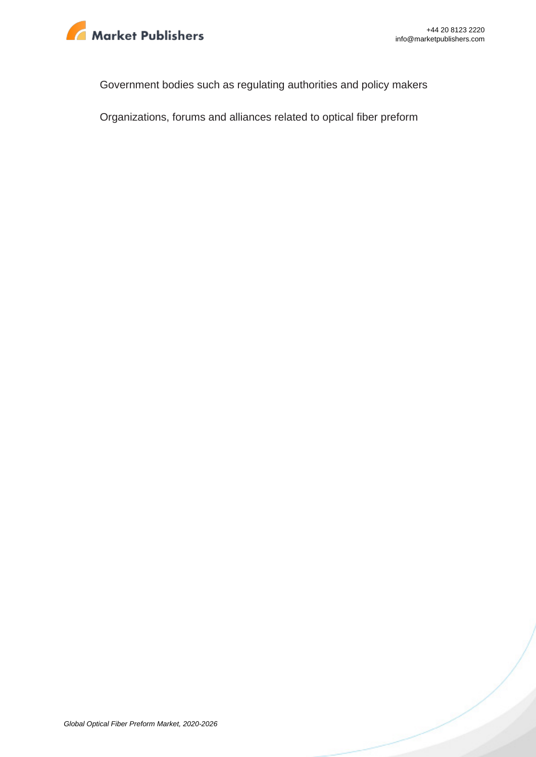Government bodies such as regulating authorities and policy makers

Organizations, forums and alliances related to optical fiber preform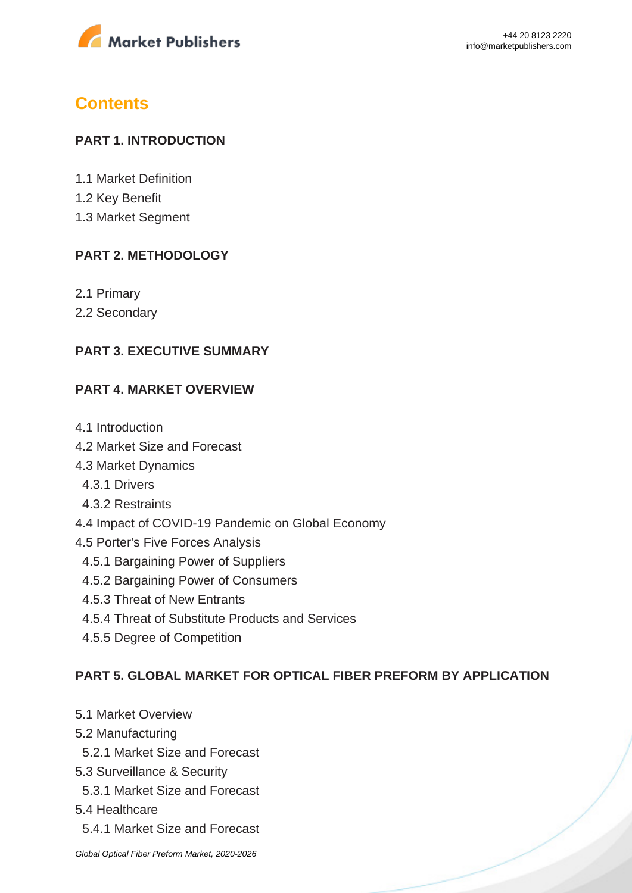## Contents

### PART 1. INTRODUCTION

1.1 Market Definition
1.2 Key Benefit
1.3 Market Segment

### PART 2. METHODOLOGY

2.1 Primary
2.2 Secondary

### PART 3. EXECUTIVE SUMMARY

### PART 4. MARKET OVERVIEW

4.1 Introduction
4.2 Market Size and Forecast
4.3 Market Dynamics
  4.3.1 Drivers
  4.3.2 Restraints
4.4 Impact of COVID-19 Pandemic on Global Economy
4.5 Porter's Five Forces Analysis
  4.5.1 Bargaining Power of Suppliers
  4.5.2 Bargaining Power of Consumers
  4.5.3 Threat of New Entrants
  4.5.4 Threat of Substitute Products and Services
  4.5.5 Degree of Competition

### PART 5. GLOBAL MARKET FOR OPTICAL FIBER PREFORM BY APPLICATION

5.1 Market Overview
5.2 Manufacturing
  5.2.1 Market Size and Forecast
5.3 Surveillance & Security
  5.3.1 Market Size and Forecast
5.4 Healthcare
  5.4.1 Market Size and Forecast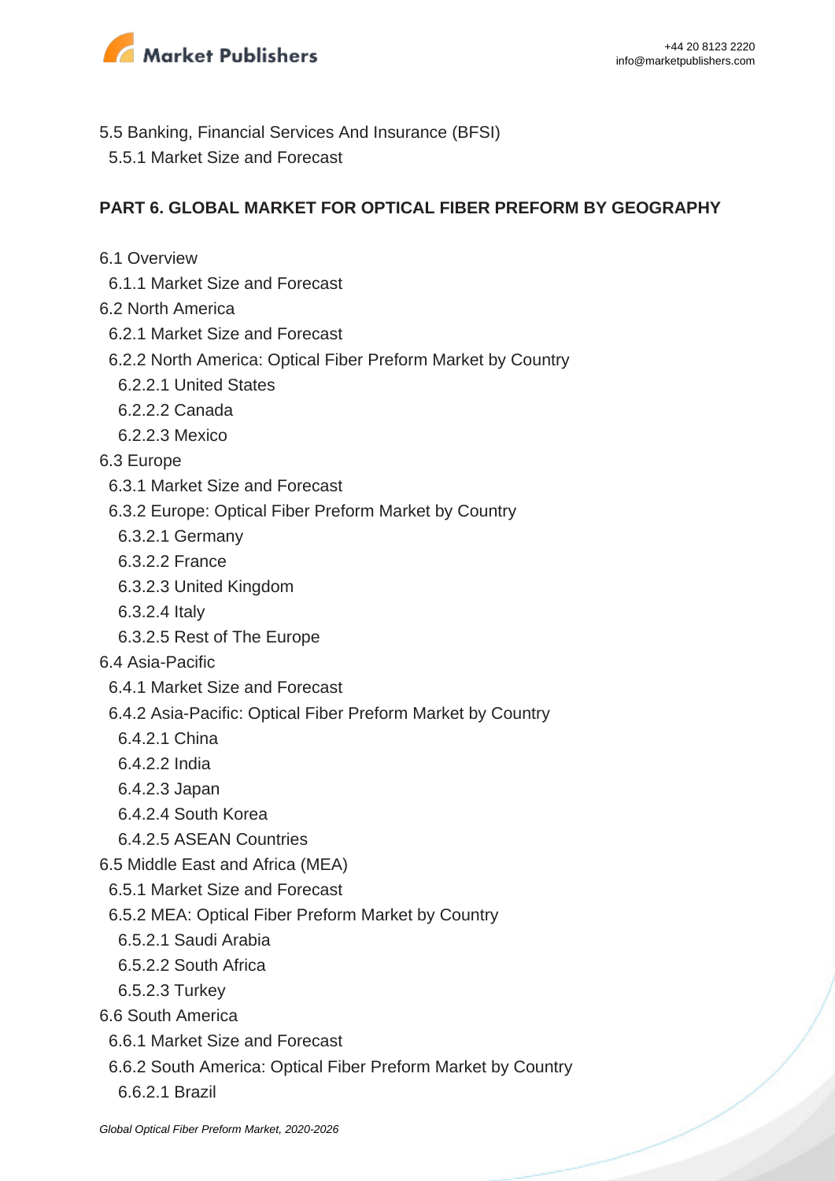5.5 Banking, Financial Services And Insurance (BFSI)

5.5.1 Market Size and Forecast

**PART 6. GLOBAL MARKET FOR OPTICAL FIBER PREFORM BY GEOGRAPHY**

6.1 Overview

6.1.1 Market Size and Forecast

6.2 North America

6.2.1 Market Size and Forecast

6.2.2 North America: Optical Fiber Preform Market by Country

6.2.2.1 United States

6.2.2.2 Canada

6.2.2.3 Mexico

6.3 Europe

6.3.1 Market Size and Forecast

6.3.2 Europe: Optical Fiber Preform Market by Country

6.3.2.1 Germany

6.3.2.2 France

6.3.2.3 United Kingdom

6.3.2.4 Italy

6.3.2.5 Rest of The Europe

6.4 Asia-Pacific

6.4.1 Market Size and Forecast

6.4.2 Asia-Pacific: Optical Fiber Preform Market by Country

6.4.2.1 China

6.4.2.2 India

6.4.2.3 Japan

6.4.2.4 South Korea

6.4.2.5 ASEAN Countries

6.5 Middle East and Africa (MEA)

6.5.1 Market Size and Forecast

6.5.2 MEA: Optical Fiber Preform Market by Country

6.5.2.1 Saudi Arabia

6.5.2.2 South Africa

6.5.2.3 Turkey

6.6 South America

6.6.1 Market Size and Forecast

6.6.2 South America: Optical Fiber Preform Market by Country

6.6.2.1 Brazil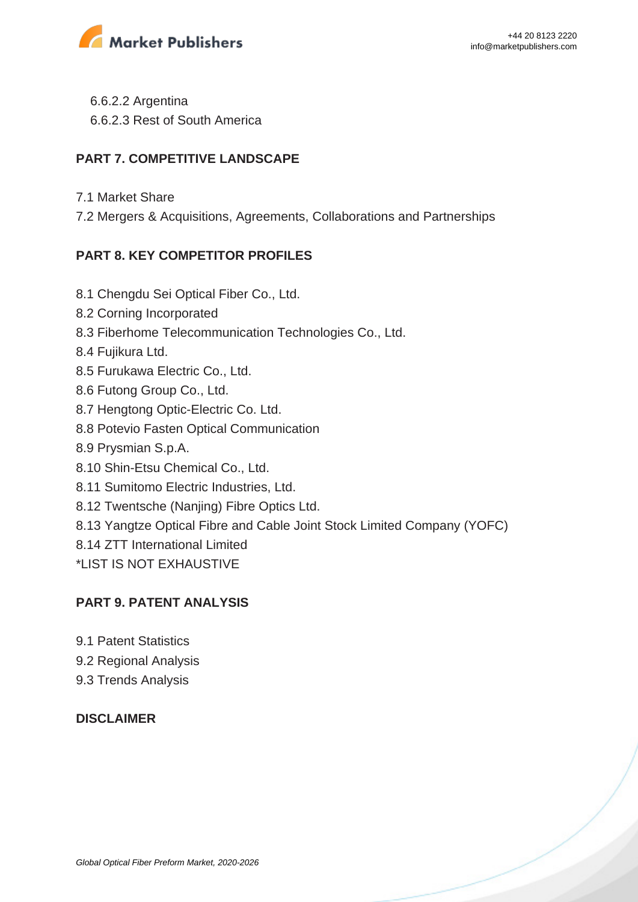6.6.2.2 Argentina
6.6.2.3 Rest of South America

## PART 7. COMPETITIVE LANDSCAPE

7.1 Market Share
7.2 Mergers & Acquisitions, Agreements, Collaborations and Partnerships

## PART 8. KEY COMPETITOR PROFILES

8.1 Chengdu Sei Optical Fiber Co., Ltd.
8.2 Corning Incorporated
8.3 Fiberhome Telecommunication Technologies Co., Ltd.
8.4 Fujikura Ltd.
8.5 Furukawa Electric Co., Ltd.
8.6 Futong Group Co., Ltd.
8.7 Hengtong Optic-Electric Co. Ltd.
8.8 Potevio Fasten Optical Communication
8.9 Prysmian S.p.A.
8.10 Shin-Etsu Chemical Co., Ltd.
8.11 Sumitomo Electric Industries, Ltd.
8.12 Twentsche (Nanjing) Fibre Optics Ltd.
8.13 Yangtze Optical Fibre and Cable Joint Stock Limited Company (YOFC)
8.14 ZTT International Limited
*LIST IS NOT EXHAUSTIVE

## PART 9. PATENT ANALYSIS

9.1 Patent Statistics
9.2 Regional Analysis
9.3 Trends Analysis

## DISCLAIMER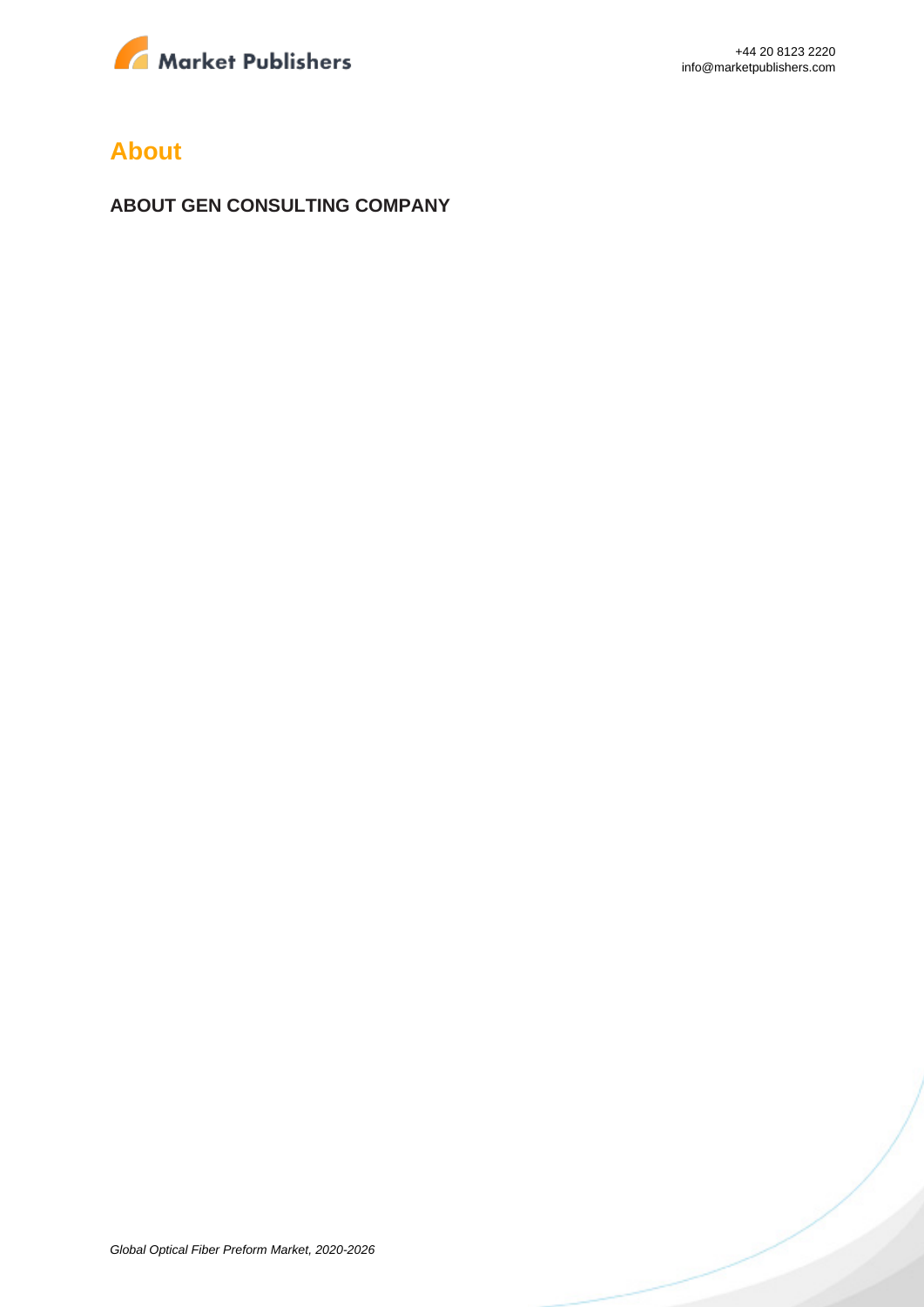# About

**ABOUT GEN CONSULTING COMPANY**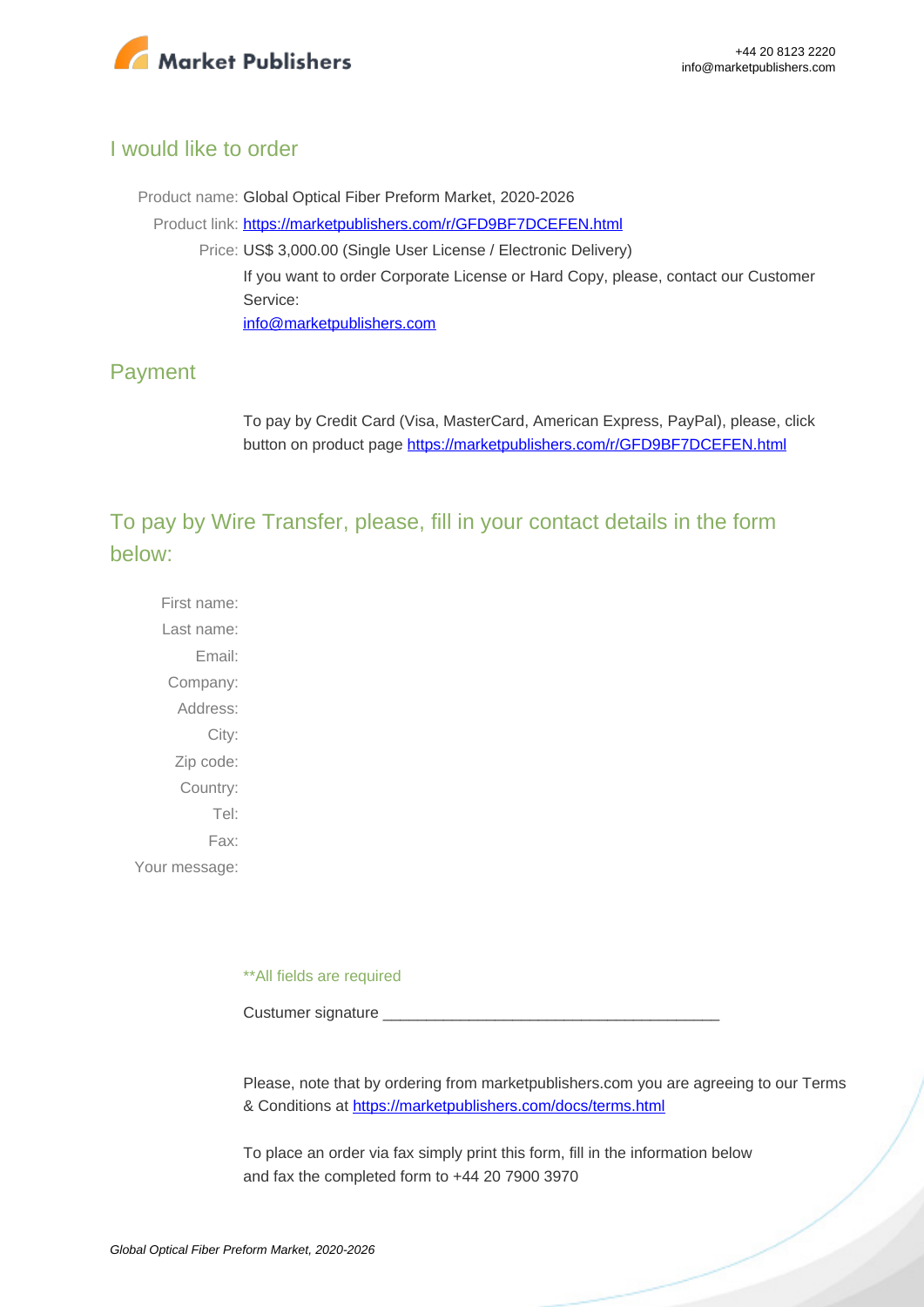## I would like to order

Product name: Global Optical Fiber Preform Market, 2020-2026

Product link: [https://marketpublishers.com/r/GFD9BF7DCEFEN.html](https://marketpublishers.com/r/GFD9BF7DCEFEN.html)

Price: US$ 3,000.00 (Single User License / Electronic Delivery)

If you want to order Corporate License or Hard Copy, please, contact our Customer Service:

[info@marketpublishers.com](mailto:info@marketpublishers.com)

## Payment

To pay by Credit Card (Visa, MasterCard, American Express, PayPal), please, click button on product page [https://marketpublishers.com/r/GFD9BF7DCEFEN.html](https://marketpublishers.com/r/GFD9BF7DCEFEN.html)

## To pay by Wire Transfer, please, fill in your contact details in the form below:

First name:

Last name:

Email:

Company:

Address:

City:

Zip code:

Country:

Tel:

Fax:

Your message:

**All fields are required

Custumer signature _______________________________________

Please, note that by ordering from marketpublishers.com you are agreeing to our Terms & Conditions at [https://marketpublishers.com/docs/terms.html](https://marketpublishers.com/docs/terms.html)

To place an order via fax simply print this form, fill in the information below and fax the completed form to +44 20 7900 3970